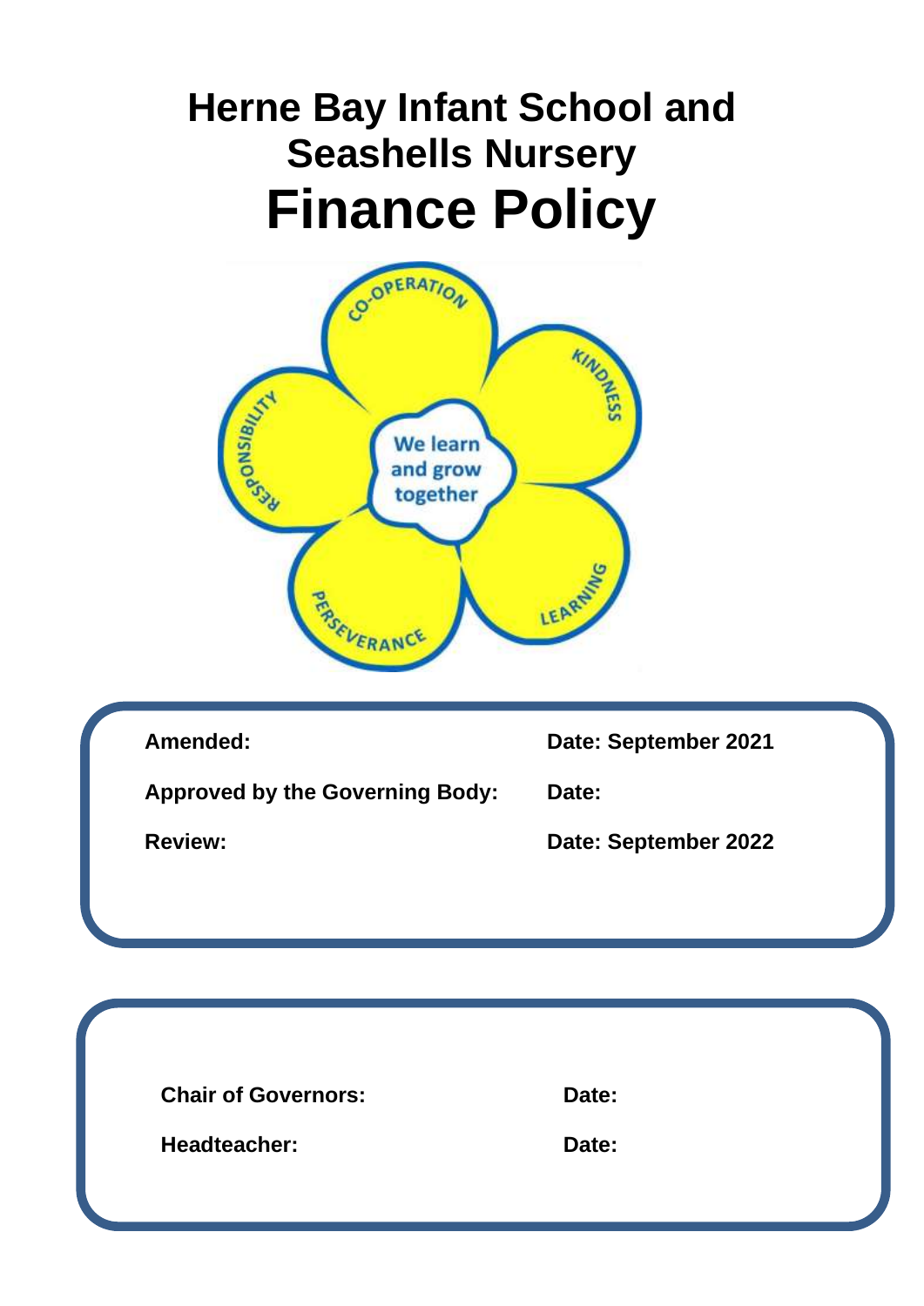# Herne Bay Infant School and Seashells Nursery

# Finance Policy

CO-OPERATION

KINDNESS

RESPONSIBILITY

We learn and grow together

PERSEVERANCE

LEARNING

| | |
|---|---|
| **Amended:** | **Date: September 2021** |
| **Approved by the Governing Body:** | **Date:** |
| **Review:** | **Date: September 2022** |

| | |
|---|---|
| **Chair of Governors:** | **Date:** |
| **Headteacher:** | **Date:** |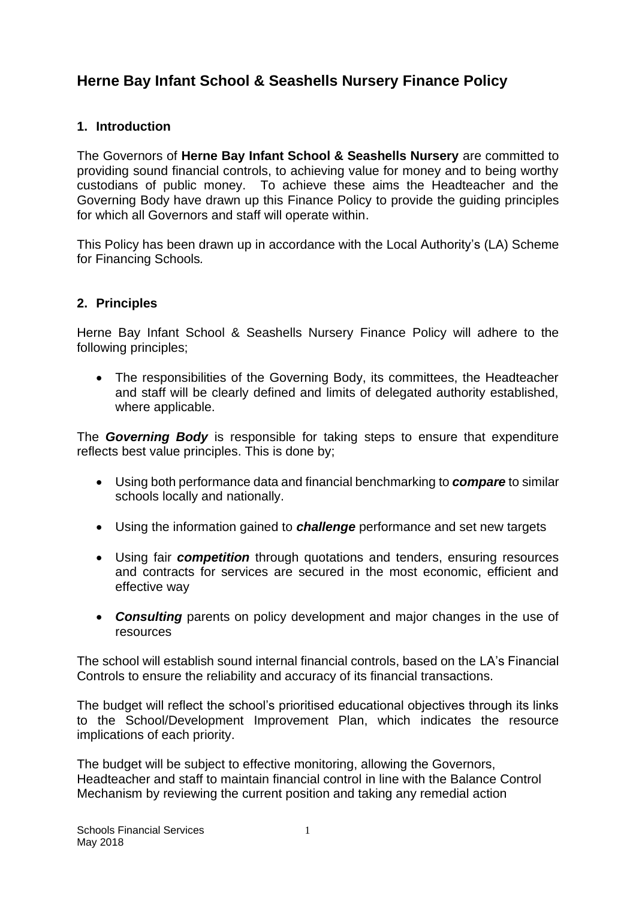# Herne Bay Infant School & Seashells Nursery Finance Policy

## 1. Introduction

The Governors of **Herne Bay Infant School & Seashells Nursery** are committed to providing sound financial controls, to achieving value for money and to being worthy custodians of public money. To achieve these aims the Headteacher and the Governing Body have drawn up this Finance Policy to provide the guiding principles for which all Governors and staff will operate within.

This Policy has been drawn up in accordance with the Local Authority's (LA) Scheme for Financing Schools.

## 2. Principles

Herne Bay Infant School & Seashells Nursery Finance Policy will adhere to the following principles;

- The responsibilities of the Governing Body, its committees, the Headteacher and staff will be clearly defined and limits of delegated authority established, where applicable.

The ***Governing Body*** is responsible for taking steps to ensure that expenditure reflects best value principles. This is done by;

- Using both performance data and financial benchmarking to ***compare*** to similar schools locally and nationally.
- Using the information gained to ***challenge*** performance and set new targets
- Using fair ***competition*** through quotations and tenders, ensuring resources and contracts for services are secured in the most economic, efficient and effective way
- ***Consulting*** parents on policy development and major changes in the use of resources

The school will establish sound internal financial controls, based on the LA's Financial Controls to ensure the reliability and accuracy of its financial transactions.

The budget will reflect the school's prioritised educational objectives through its links to the School/Development Improvement Plan, which indicates the resource implications of each priority.

The budget will be subject to effective monitoring, allowing the Governors, Headteacher and staff to maintain financial control in line with the Balance Control Mechanism by reviewing the current position and taking any remedial action

Schools Financial Services
May 2018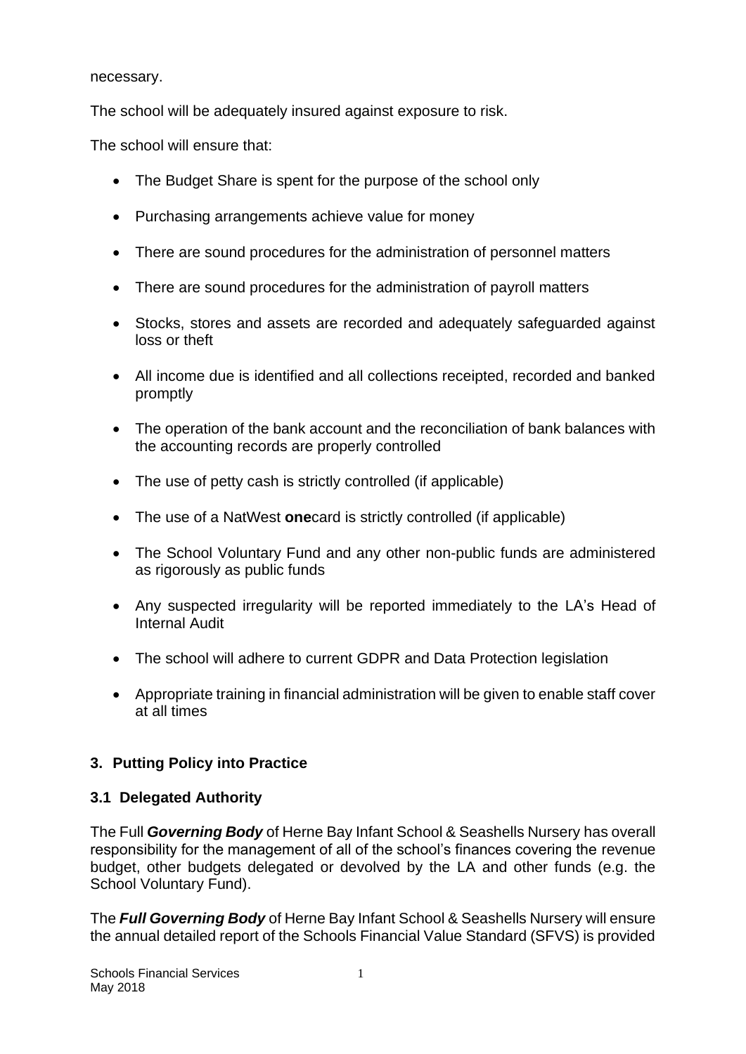necessary.

The school will be adequately insured against exposure to risk.

The school will ensure that:

- The Budget Share is spent for the purpose of the school only
- Purchasing arrangements achieve value for money
- There are sound procedures for the administration of personnel matters
- There are sound procedures for the administration of payroll matters
- Stocks, stores and assets are recorded and adequately safeguarded against loss or theft
- All income due is identified and all collections receipted, recorded and banked promptly
- The operation of the bank account and the reconciliation of bank balances with the accounting records are properly controlled
- The use of petty cash is strictly controlled (if applicable)
- The use of a NatWest **one**card is strictly controlled (if applicable)
- The School Voluntary Fund and any other non-public funds are administered as rigorously as public funds
- Any suspected irregularity will be reported immediately to the LA's Head of Internal Audit
- The school will adhere to current GDPR and Data Protection legislation
- Appropriate training in financial administration will be given to enable staff cover at all times

## 3. Putting Policy into Practice

### 3.1 Delegated Authority

The Full ***Governing Body*** of Herne Bay Infant School & Seashells Nursery has overall responsibility for the management of all of the school's finances covering the revenue budget, other budgets delegated or devolved by the LA and other funds (e.g. the School Voluntary Fund).

The ***Full Governing Body*** of Herne Bay Infant School & Seashells Nursery will ensure the annual detailed report of the Schools Financial Value Standard (SFVS) is provided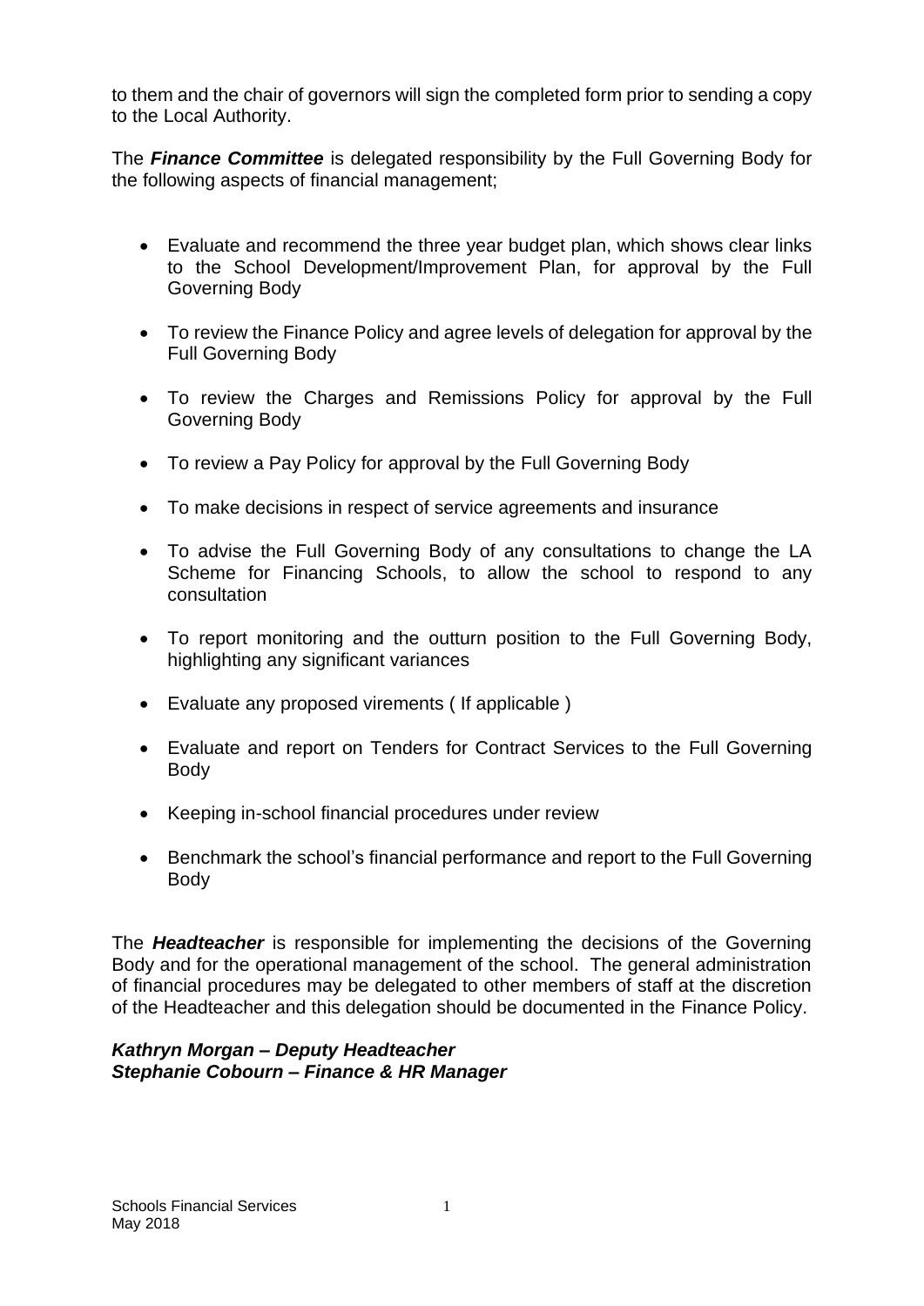to them and the chair of governors will sign the completed form prior to sending a copy to the Local Authority.

The ***Finance Committee*** is delegated responsibility by the Full Governing Body for the following aspects of financial management;

- Evaluate and recommend the three year budget plan, which shows clear links to the School Development/Improvement Plan, for approval by the Full Governing Body
- To review the Finance Policy and agree levels of delegation for approval by the Full Governing Body
- To review the Charges and Remissions Policy for approval by the Full Governing Body
- To review a Pay Policy for approval by the Full Governing Body
- To make decisions in respect of service agreements and insurance
- To advise the Full Governing Body of any consultations to change the LA Scheme for Financing Schools, to allow the school to respond to any consultation
- To report monitoring and the outturn position to the Full Governing Body, highlighting any significant variances
- Evaluate any proposed virements ( If applicable )
- Evaluate and report on Tenders for Contract Services to the Full Governing Body
- Keeping in-school financial procedures under review
- Benchmark the school's financial performance and report to the Full Governing Body

The ***Headteacher*** is responsible for implementing the decisions of the Governing Body and for the operational management of the school. The general administration of financial procedures may be delegated to other members of staff at the discretion of the Headteacher and this delegation should be documented in the Finance Policy.

***Kathryn Morgan – Deputy Headteacher***
***Stephanie Cobourn – Finance & HR Manager***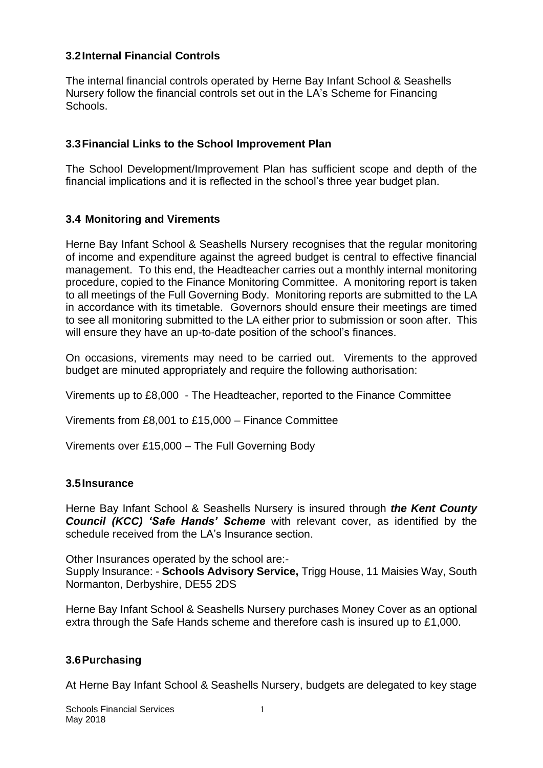### 3.2 Internal Financial Controls

The internal financial controls operated by Herne Bay Infant School & Seashells Nursery follow the financial controls set out in the LA's Scheme for Financing Schools.

### 3.3 Financial Links to the School Improvement Plan

The School Development/Improvement Plan has sufficient scope and depth of the financial implications and it is reflected in the school's three year budget plan.

### 3.4 Monitoring and Virements

Herne Bay Infant School & Seashells Nursery recognises that the regular monitoring of income and expenditure against the agreed budget is central to effective financial management. To this end, the Headteacher carries out a monthly internal monitoring procedure, copied to the Finance Monitoring Committee. A monitoring report is taken to all meetings of the Full Governing Body. Monitoring reports are submitted to the LA in accordance with its timetable. Governors should ensure their meetings are timed to see all monitoring submitted to the LA either prior to submission or soon after. This will ensure they have an up-to-date position of the school's finances.

On occasions, virements may need to be carried out. Virements to the approved budget are minuted appropriately and require the following authorisation:

Virements up to £8,000 - The Headteacher, reported to the Finance Committee

Virements from £8,001 to £15,000 – Finance Committee

Virements over £15,000 – The Full Governing Body

### 3.5 Insurance

Herne Bay Infant School & Seashells Nursery is insured through ***the Kent County Council (KCC) 'Safe Hands' Scheme*** with relevant cover, as identified by the schedule received from the LA's Insurance section.

Other Insurances operated by the school are:-
Supply Insurance: - **Schools Advisory Service,** Trigg House, 11 Maisies Way, South Normanton, Derbyshire, DE55 2DS

Herne Bay Infant School & Seashells Nursery purchases Money Cover as an optional extra through the Safe Hands scheme and therefore cash is insured up to £1,000.

### 3.6 Purchasing

At Herne Bay Infant School & Seashells Nursery, budgets are delegated to key stage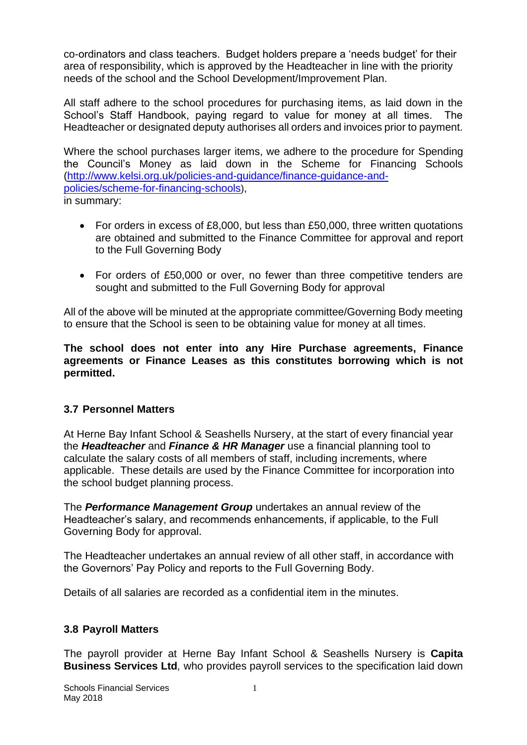co-ordinators and class teachers. Budget holders prepare a 'needs budget' for their area of responsibility, which is approved by the Headteacher in line with the priority needs of the school and the School Development/Improvement Plan.

All staff adhere to the school procedures for purchasing items, as laid down in the School's Staff Handbook, paying regard to value for money at all times. The Headteacher or designated deputy authorises all orders and invoices prior to payment.

Where the school purchases larger items, we adhere to the procedure for Spending the Council's Money as laid down in the Scheme for Financing Schools ([http://www.kelsi.org.uk/policies-and-guidance/finance-guidance-and-policies/scheme-for-financing-schools](http://www.kelsi.org.uk/policies-and-guidance/finance-guidance-and-policies/scheme-for-financing-schools)),
in summary:

- For orders in excess of £8,000, but less than £50,000, three written quotations are obtained and submitted to the Finance Committee for approval and report to the Full Governing Body

- For orders of £50,000 or over, no fewer than three competitive tenders are sought and submitted to the Full Governing Body for approval

All of the above will be minuted at the appropriate committee/Governing Body meeting to ensure that the School is seen to be obtaining value for money at all times.

**The school does not enter into any Hire Purchase agreements, Finance agreements or Finance Leases as this constitutes borrowing which is not permitted.**

### 3.7 Personnel Matters

At Herne Bay Infant School & Seashells Nursery, at the start of every financial year the ***Headteacher*** and ***Finance & HR Manager*** use a financial planning tool to calculate the salary costs of all members of staff, including increments, where applicable. These details are used by the Finance Committee for incorporation into the school budget planning process.

The ***Performance Management Group*** undertakes an annual review of the Headteacher's salary, and recommends enhancements, if applicable, to the Full Governing Body for approval.

The Headteacher undertakes an annual review of all other staff, in accordance with the Governors' Pay Policy and reports to the Full Governing Body.

Details of all salaries are recorded as a confidential item in the minutes.

### 3.8 Payroll Matters

The payroll provider at Herne Bay Infant School & Seashells Nursery is **Capita Business Services Ltd***,* who provides payroll services to the specification laid down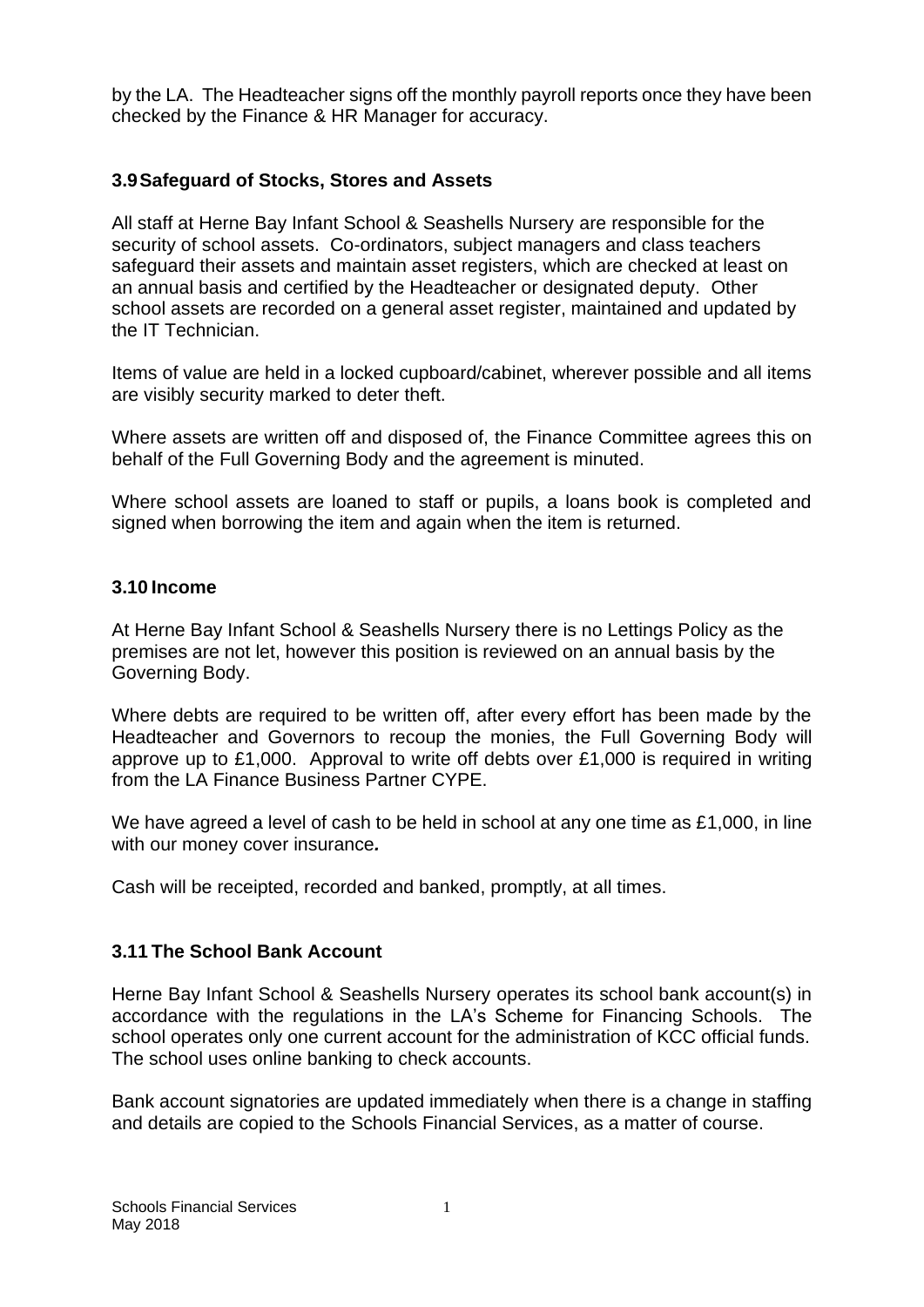by the LA. The Headteacher signs off the monthly payroll reports once they have been checked by the Finance & HR Manager for accuracy.

### 3.9 Safeguard of Stocks, Stores and Assets

All staff at Herne Bay Infant School & Seashells Nursery are responsible for the security of school assets. Co-ordinators, subject managers and class teachers safeguard their assets and maintain asset registers, which are checked at least on an annual basis and certified by the Headteacher or designated deputy. Other school assets are recorded on a general asset register, maintained and updated by the IT Technician.

Items of value are held in a locked cupboard/cabinet, wherever possible and all items are visibly security marked to deter theft.

Where assets are written off and disposed of, the Finance Committee agrees this on behalf of the Full Governing Body and the agreement is minuted.

Where school assets are loaned to staff or pupils, a loans book is completed and signed when borrowing the item and again when the item is returned.

### 3.10 Income

At Herne Bay Infant School & Seashells Nursery there is no Lettings Policy as the premises are not let, however this position is reviewed on an annual basis by the Governing Body.

Where debts are required to be written off, after every effort has been made by the Headteacher and Governors to recoup the monies, the Full Governing Body will approve up to £1,000. Approval to write off debts over £1,000 is required in writing from the LA Finance Business Partner CYPE.

We have agreed a level of cash to be held in school at any one time as £1,000, in line with our money cover insurance***.***

Cash will be receipted, recorded and banked, promptly, at all times.

### 3.11 The School Bank Account

Herne Bay Infant School & Seashells Nursery operates its school bank account(s) in accordance with the regulations in the LA's Scheme for Financing Schools. The school operates only one current account for the administration of KCC official funds. The school uses online banking to check accounts.

Bank account signatories are updated immediately when there is a change in staffing and details are copied to the Schools Financial Services, as a matter of course.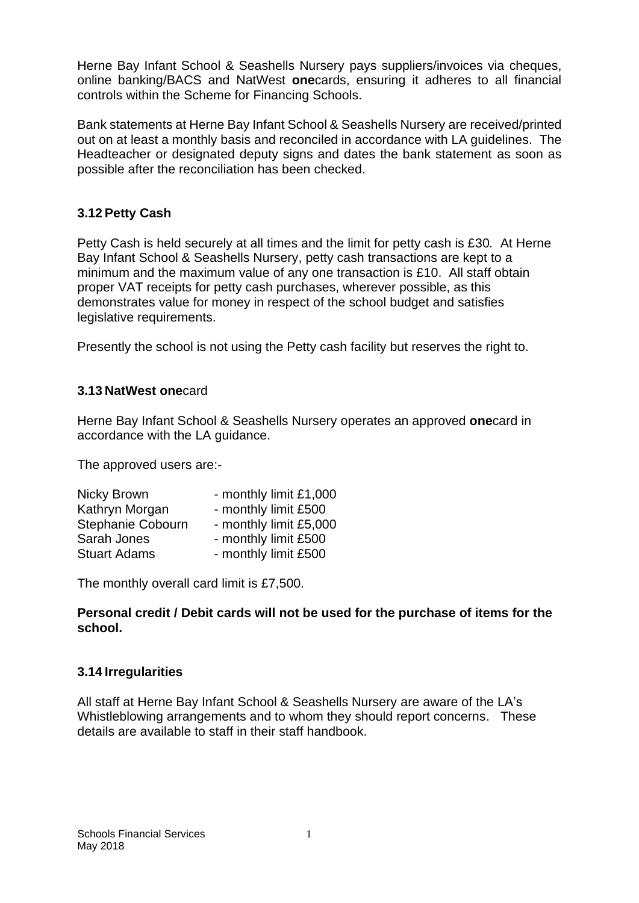Herne Bay Infant School & Seashells Nursery pays suppliers/invoices via cheques, online banking/BACS and NatWest **one**cards, ensuring it adheres to all financial controls within the Scheme for Financing Schools.

Bank statements at Herne Bay Infant School & Seashells Nursery are received/printed out on at least a monthly basis and reconciled in accordance with LA guidelines. The Headteacher or designated deputy signs and dates the bank statement as soon as possible after the reconciliation has been checked.

### 3.12 Petty Cash

Petty Cash is held securely at all times and the limit for petty cash is £30. At Herne Bay Infant School & Seashells Nursery, petty cash transactions are kept to a minimum and the maximum value of any one transaction is £10. All staff obtain proper VAT receipts for petty cash purchases, wherever possible, as this demonstrates value for money in respect of the school budget and satisfies legislative requirements.

Presently the school is not using the Petty cash facility but reserves the right to.

### 3.13 NatWest **one**card

Herne Bay Infant School & Seashells Nursery operates an approved **one**card in accordance with the LA guidance.

The approved users are:-

| | |
|---|---|
| Nicky Brown | - monthly limit £1,000 |
| Kathryn Morgan | - monthly limit £500 |
| Stephanie Cobourn | - monthly limit £5,000 |
| Sarah Jones | - monthly limit £500 |
| Stuart Adams | - monthly limit £500 |

The monthly overall card limit is £7,500.

**Personal credit / Debit cards will not be used for the purchase of items for the school.**

### 3.14 Irregularities

All staff at Herne Bay Infant School & Seashells Nursery are aware of the LA's Whistleblowing arrangements and to whom they should report concerns. These details are available to staff in their staff handbook.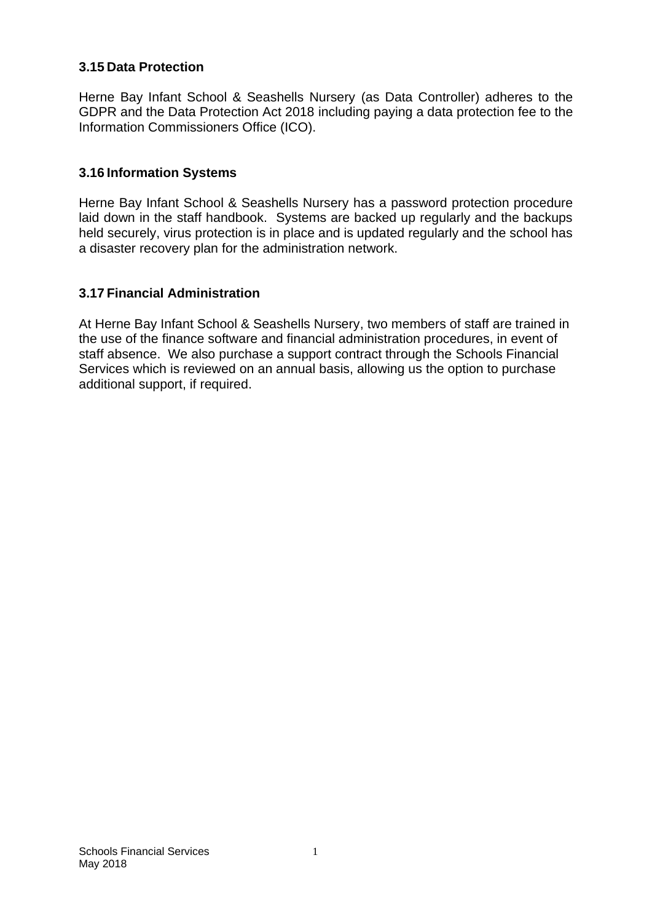### 3.15 Data Protection

Herne Bay Infant School & Seashells Nursery (as Data Controller) adheres to the GDPR and the Data Protection Act 2018 including paying a data protection fee to the Information Commissioners Office (ICO).

### 3.16 Information Systems

Herne Bay Infant School & Seashells Nursery has a password protection procedure laid down in the staff handbook. Systems are backed up regularly and the backups held securely, virus protection is in place and is updated regularly and the school has a disaster recovery plan for the administration network.

### 3.17 Financial Administration

At Herne Bay Infant School & Seashells Nursery, two members of staff are trained in the use of the finance software and financial administration procedures, in event of staff absence. We also purchase a support contract through the Schools Financial Services which is reviewed on an annual basis, allowing us the option to purchase additional support, if required.